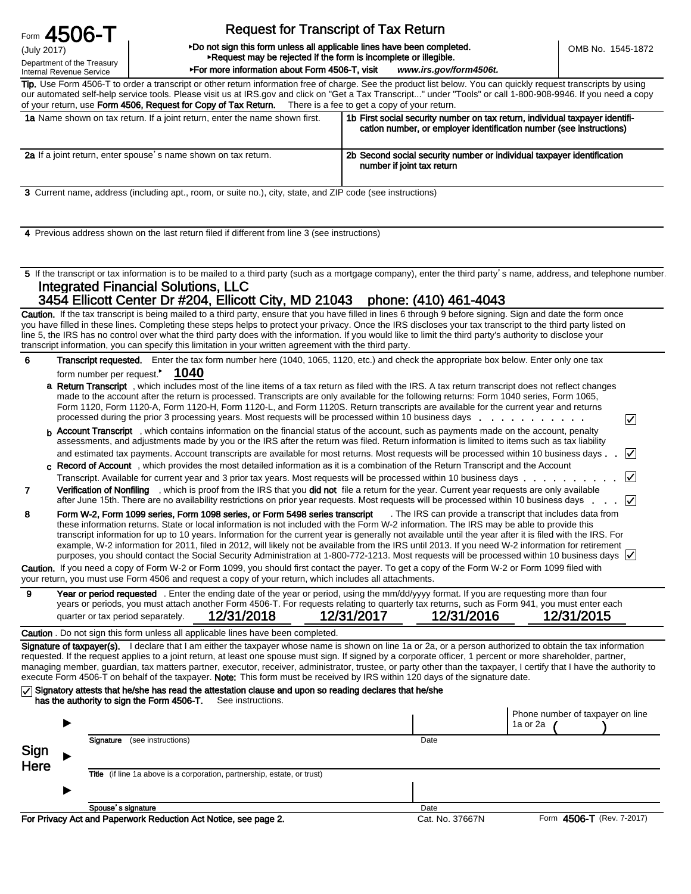Form **4506-T**
(July 2017)
Department of the Treasury
Internal Revenue Service

# Request for Transcript of Tax Return

▸Do not sign this form unless all applicable lines have been completed.
▸Request may be rejected if the form is incomplete or illegible.
▸For more information about Form 4506-T, visit *www.irs.gov/form4506t.*

OMB No. 1545-1872

**Tip.** Use Form 4506-T to order a transcript or other return information free of charge. See the product list below. You can quickly request transcripts by using our automated self-help service tools. Please visit us at IRS.gov and click on "Get a Tax Transcript..." under "Tools" or call 1-800-908-9946. If you need a copy of your return, use **Form 4506, Request for Copy of Tax Return.** There is a fee to get a copy of your return.

| **1a** Name shown on tax return. If a joint return, enter the name shown first. | **1b First social security number on tax return, individual taxpayer identification number, or employer identification number (see instructions)** |
|---|---|
| **2a** If a joint return, enter spouse's name shown on tax return. | **2b Second social security number or individual taxpayer identification number if joint tax return** |

**3** Current name, address (including apt., room, or suite no.), city, state, and ZIP code (see instructions)

**4** Previous address shown on the last return filed if different from line 3 (see instructions)

**5** If the transcript or tax information is to be mailed to a third party (such as a mortgage company), enter the third party's name, address, and telephone number.
Integrated Financial Solutions, LLC
3454 Ellicott Center Dr #204, Ellicott City, MD 21043 phone: (410) 461-4043

**Caution.** If the tax transcript is being mailed to a third party, ensure that you have filled in lines 6 through 9 before signing. Sign and date the form once you have filled in these lines. Completing these steps helps to protect your privacy. Once the IRS discloses your tax transcript to the third party listed on line 5, the IRS has no control over what the third party does with the information. If you would like to limit the third party's authority to disclose your transcript information, you can specify this limitation in your written agreement with the third party.

**6 Transcript requested.** Enter the tax form number here (1040, 1065, 1120, etc.) and check the appropriate box below. Enter only one tax form number per request. ▸ **1040**

**a Return Transcript**, which includes most of the line items of a tax return as filed with the IRS. A tax return transcript does not reflect changes made to the account after the return is processed. Transcripts are only available for the following returns: Form 1040 series, Form 1065, Form 1120, Form 1120-A, Form 1120-H, Form 1120-L, and Form 1120S. Return transcripts are available for the current year and returns processed during the prior 3 processing years. Most requests will be processed within 10 business days . . . . . . . . . . . ☑

**b Account Transcript**, which contains information on the financial status of the account, such as payments made on the account, penalty assessments, and adjustments made by you or the IRS after the return was filed. Return information is limited to items such as tax liability and estimated tax payments. Account transcripts are available for most returns. Most requests will be processed within 10 business days . . ☑

**c Record of Account**, which provides the most detailed information as it is a combination of the Return Transcript and the Account Transcript. Available for current year and 3 prior tax years. Most requests will be processed within 10 business days . . . . . . . . . . ☑

**7 Verification of Nonfiling**, which is proof from the IRS that you **did not** file a return for the year. Current year requests are only available after June 15th. There are no availability restrictions on prior year requests. Most requests will be processed within 10 business days . . . ☑

**8 Form W-2, Form 1099 series, Form 1098 series, or Form 5498 series transcript**. The IRS can provide a transcript that includes data from these information returns. State or local information is not included with the Form W-2 information. The IRS may be able to provide this transcript information for up to 10 years. Information for the current year is generally not available until the year after it is filed with the IRS. For example, W-2 information for 2011, filed in 2012, will likely not be available from the IRS until 2013. If you need W-2 information for retirement purposes, you should contact the Social Security Administration at 1-800-772-1213. Most requests will be processed within 10 business days ☑

**Caution.** If you need a copy of Form W-2 or Form 1099, you should first contact the payer. To get a copy of the Form W-2 or Form 1099 filed with your return, you must use Form 4506 and request a copy of your return, which includes all attachments.

**9 Year or period requested**. Enter the ending date of the year or period, using the mm/dd/yyyy format. If you are requesting more than four years or periods, you must attach another Form 4506-T. For requests relating to quarterly tax returns, such as Form 941, you must enter each quarter or tax period separately. **12/31/2018** **12/31/2017** **12/31/2016** **12/31/2015**

**Caution**. Do not sign this form unless all applicable lines have been completed.

**Signature of taxpayer(s).** I declare that I am either the taxpayer whose name is shown on line 1a or 2a, or a person authorized to obtain the tax information requested. If the request applies to a joint return, at least one spouse must sign. If signed by a corporate officer, 1 percent or more shareholder, partner, managing member, guardian, tax matters partner, executor, receiver, administrator, trustee, or party other than the taxpayer, I certify that I have the authority to execute Form 4506-T on behalf of the taxpayer. **Note:** This form must be received by IRS within 120 days of the signature date.

☑ **Signatory attests that he/she has read the attestation clause and upon so reading declares that he/she has the authority to sign the Form 4506-T.** See instructions.

**Sign Here**

▶ **Signature** (see instructions) — Date — Phone number of taxpayer on line 1a or 2a ( )

▶ **Title** (if line 1a above is a corporation, partnership, estate, or trust)

▶ **Spouse's signature** — Date

**For Privacy Act and Paperwork Reduction Act Notice, see page 2.** Cat. No. 37667N Form **4506-T** (Rev. 7-2017)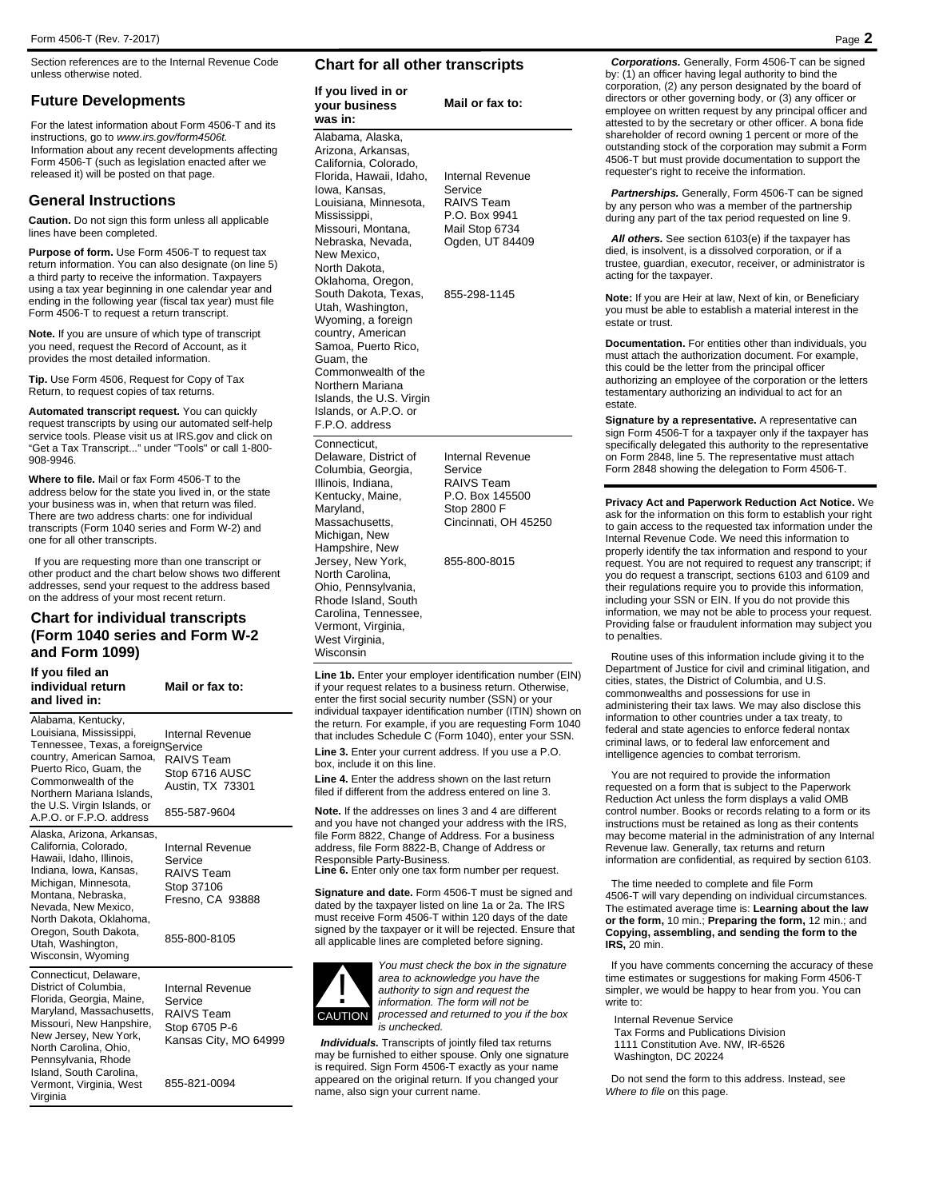Section references are to the Internal Revenue Code unless otherwise noted.

## Future Developments

For the latest information about Form 4506-T and its instructions, go to *www.irs.gov/form4506t.* Information about any recent developments affecting Form 4506-T (such as legislation enacted after we released it) will be posted on that page.

## General Instructions

**Caution.** Do not sign this form unless all applicable lines have been completed.

**Purpose of form.** Use Form 4506-T to request tax return information. You can also designate (on line 5) a third party to receive the information. Taxpayers using a tax year beginning in one calendar year and ending in the following year (fiscal tax year) must file Form 4506-T to request a return transcript.

**Note.** If you are unsure of which type of transcript you need, request the Record of Account, as it provides the most detailed information.

**Tip.** Use Form 4506, Request for Copy of Tax Return, to request copies of tax returns.

**Automated transcript request.** You can quickly request transcripts by using our automated self-help service tools. Please visit us at IRS.gov and click on "Get a Tax Transcript..." under "Tools" or call 1-800-908-9946.

**Where to file.** Mail or fax Form 4506-T to the address below for the state you lived in, or the state your business was in, when that return was filed. There are two address charts: one for individual transcripts (Form 1040 series and Form W-2) and one for all other transcripts.

If you are requesting more than one transcript or other product and the chart below shows two different addresses, send your request to the address based on the address of your most recent return.

## Chart for individual transcripts (Form 1040 series and Form W-2 and Form 1099)

| If you filed an individual return and lived in: | Mail or fax to: |
|---|---|
| Alabama, Kentucky, Louisiana, Mississippi, Tennessee, Texas, a foreign country, American Samoa, Puerto Rico, Guam, the Commonwealth of the Northern Mariana Islands, the U.S. Virgin Islands, or A.P.O. or F.P.O. address | Internal Revenue Service RAIVS Team Stop 6716 AUSC Austin, TX 73301 855-587-9604 |
| Alaska, Arizona, Arkansas, California, Colorado, Hawaii, Idaho, Illinois, Indiana, Iowa, Kansas, Michigan, Minnesota, Montana, Nebraska, Nevada, New Mexico, North Dakota, Oklahoma, Oregon, South Dakota, Utah, Washington, Wisconsin, Wyoming | Internal Revenue Service RAIVS Team Stop 37106 Fresno, CA 93888 855-800-8105 |
| Connecticut, Delaware, District of Columbia, Florida, Georgia, Maine, Maryland, Massachusetts, Missouri, New Hampshire, New Jersey, New York, North Carolina, Ohio, Pennsylvania, Rhode Island, South Carolina, Vermont, Virginia, West Virginia | Internal Revenue Service RAIVS Team Stop 6705 P-6 Kansas City, MO 64999 855-821-0094 |

## Chart for all other transcripts

| If you lived in or your business was in: | Mail or fax to: |
|---|---|
| Alabama, Alaska, Arizona, Arkansas, California, Colorado, Florida, Hawaii, Idaho, Iowa, Kansas, Louisiana, Minnesota, Mississippi, Missouri, Montana, Nebraska, Nevada, New Mexico, North Dakota, Oklahoma, Oregon, South Dakota, Texas, Utah, Washington, Wyoming, a foreign country, American Samoa, Puerto Rico, Guam, the Commonwealth of the Northern Mariana Islands, the U.S. Virgin Islands, or A.P.O. or F.P.O. address | Internal Revenue Service RAIVS Team P.O. Box 9941 Mail Stop 6734 Ogden, UT 84409 855-298-1145 |
| Connecticut, Delaware, District of Columbia, Georgia, Illinois, Indiana, Kentucky, Maine, Maryland, Massachusetts, Michigan, New Hampshire, New Jersey, New York, North Carolina, Ohio, Pennsylvania, Rhode Island, South Carolina, Tennessee, Vermont, Virginia, West Virginia, Wisconsin | Internal Revenue Service RAIVS Team P.O. Box 145500 Stop 2800 F Cincinnati, OH 45250 855-800-8015 |

**Line 1b.** Enter your employer identification number (EIN) if your request relates to a business return. Otherwise, enter the first social security number (SSN) or your individual taxpayer identification number (ITIN) shown on the return. For example, if you are requesting Form 1040 that includes Schedule C (Form 1040), enter your SSN.

**Line 3.** Enter your current address. If you use a P.O. box, include it on this line.

**Line 4.** Enter the address shown on the last return filed if different from the address entered on line 3.

**Note.** If the addresses on lines 3 and 4 are different and you have not changed your address with the IRS, file Form 8822, Change of Address. For a business address, file Form 8822-B, Change of Address or Responsible Party-Business.

**Line 6.** Enter only one tax form number per request.

**Signature and date.** Form 4506-T must be signed and dated by the taxpayer listed on line 1a or 2a. The IRS must receive Form 4506-T within 120 days of the date signed by the taxpayer or it will be rejected. Ensure that all applicable lines are completed before signing.

CAUTION: *You must check the box in the signature area to acknowledge you have the authority to sign and request the information. The form will not be processed and returned to you if the box is unchecked.*

***Individuals.*** Transcripts of jointly filed tax returns may be furnished to either spouse. Only one signature is required. Sign Form 4506-T exactly as your name appeared on the original return. If you changed your name, also sign your current name.

***Corporations.*** Generally, Form 4506-T can be signed by: (1) an officer having legal authority to bind the corporation, (2) any person designated by the board of directors or other governing body, or (3) any officer or employee on written request by any principal officer and attested to by the secretary or other officer. A bona fide shareholder of record owning 1 percent or more of the outstanding stock of the corporation may submit a Form 4506-T but must provide documentation to support the requester's right to receive the information.

***Partnerships.*** Generally, Form 4506-T can be signed by any person who was a member of the partnership during any part of the tax period requested on line 9.

***All others.*** See section 6103(e) if the taxpayer has died, is insolvent, is a dissolved corporation, or if a trustee, guardian, executor, receiver, or administrator is acting for the taxpayer.

**Note:** If you are Heir at law, Next of kin, or Beneficiary you must be able to establish a material interest in the estate or trust.

**Documentation.** For entities other than individuals, you must attach the authorization document. For example, this could be the letter from the principal officer authorizing an employee of the corporation or the letters testamentary authorizing an individual to act for an estate.

**Signature by a representative.** A representative can sign Form 4506-T for a taxpayer only if the taxpayer has specifically delegated this authority to the representative on Form 2848, line 5. The representative must attach Form 2848 showing the delegation to Form 4506-T.

**Privacy Act and Paperwork Reduction Act Notice.** We ask for the information on this form to establish your right to gain access to the requested tax information under the Internal Revenue Code. We need this information to properly identify the tax information and respond to your request. You are not required to request any transcript; if you do request a transcript, sections 6103 and 6109 and their regulations require you to provide this information, including your SSN or EIN. If you do not provide this information, we may not be able to process your request. Providing false or fraudulent information may subject you to penalties.

Routine uses of this information include giving it to the Department of Justice for civil and criminal litigation, and cities, states, the District of Columbia, and U.S. commonwealths and possessions for use in administering their tax laws. We may also disclose this information to other countries under a tax treaty, to federal and state agencies to enforce federal nontax criminal laws, or to federal law enforcement and intelligence agencies to combat terrorism.

You are not required to provide the information requested on a form that is subject to the Paperwork Reduction Act unless the form displays a valid OMB control number. Books or records relating to a form or its instructions must be retained as long as their contents may become material in the administration of any Internal Revenue law. Generally, tax returns and return information are confidential, as required by section 6103.

The time needed to complete and file Form 4506-T will vary depending on individual circumstances. The estimated average time is: **Learning about the law or the form,** 10 min.; **Preparing the form,** 12 min.; and **Copying, assembling, and sending the form to the IRS,** 20 min.

If you have comments concerning the accuracy of these time estimates or suggestions for making Form 4506-T simpler, we would be happy to hear from you. You can write to:

Internal Revenue Service
Tax Forms and Publications Division
1111 Constitution Ave. NW, IR-6526
Washington, DC 20224

Do not send the form to this address. Instead, see *Where to file* on this page.